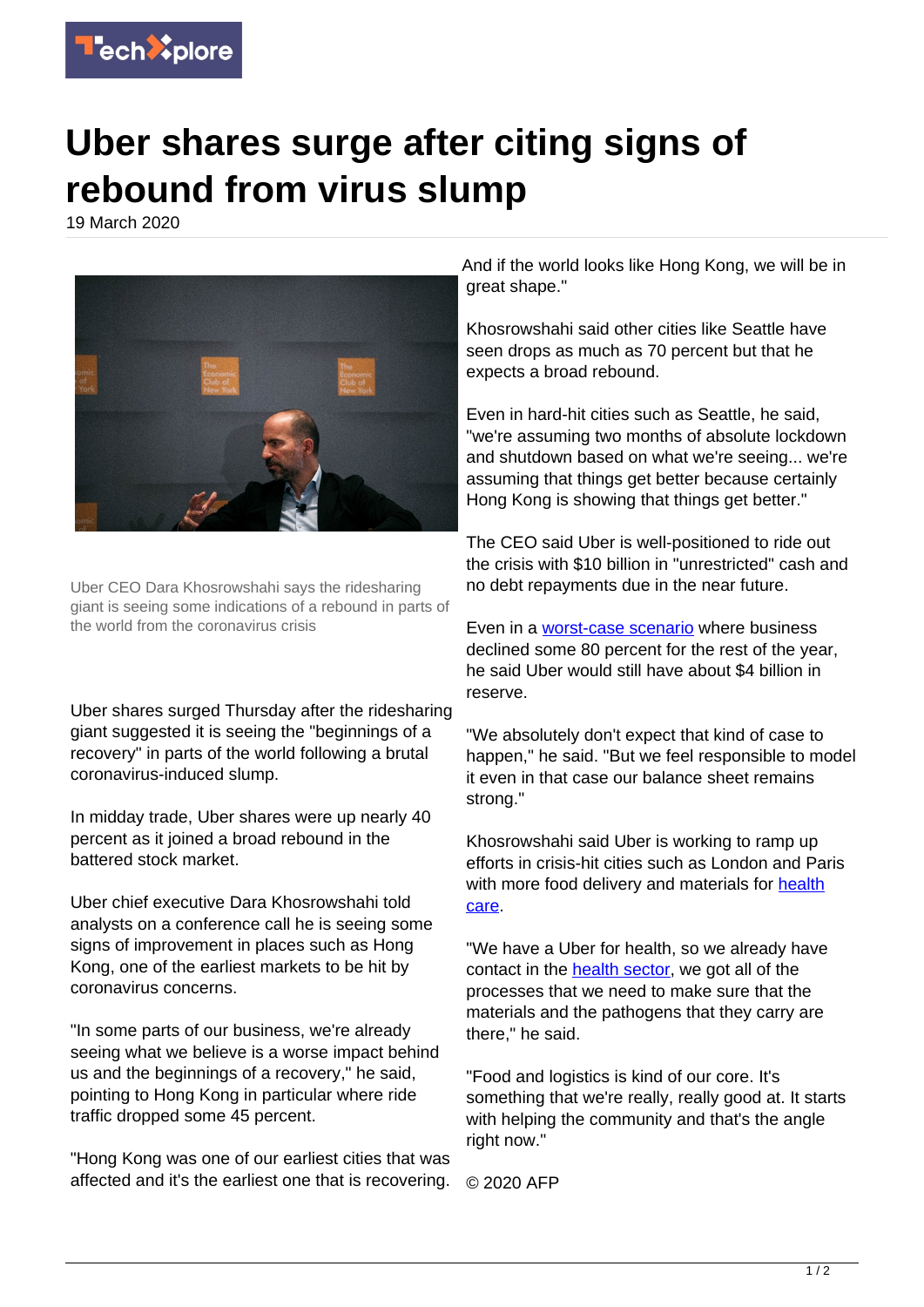# Uber shares surge after citing signs of rebound from virus slump

19 March 2020

Uber CEO Dara Khosrowshahi says the ridesharing giant is seeing some indications of a rebound in parts of the world from the coronavirus crisis

Uber shares surged Thursday after the ridesharing giant suggested it is seeing the "beginnings of a recovery" in parts of the world following a brutal coronavirus-induced slump.

In midday trade, Uber shares were up nearly 40 percent as it joined a broad rebound in the battered stock market.

Uber chief executive Dara Khosrowshahi told analysts on a conference call he is seeing some signs of improvement in places such as Hong Kong, one of the earliest markets to be hit by coronavirus concerns.

"In some parts of our business, we're already seeing what we believe is a worse impact behind us and the beginnings of a recovery," he said, pointing to Hong Kong in particular where ride traffic dropped some 45 percent.

"Hong Kong was one of our earliest cities that was affected and it's the earliest one that is recovering. And if the world looks like Hong Kong, we will be in great shape."

Khosrowshahi said other cities like Seattle have seen drops as much as 70 percent but that he expects a broad rebound.

Even in hard-hit cities such as Seattle, he said, "we're assuming two months of absolute lockdown and shutdown based on what we're seeing... we're assuming that things get better because certainly Hong Kong is showing that things get better."

The CEO said Uber is well-positioned to ride out the crisis with $10 billion in "unrestricted" cash and no debt repayments due in the near future.

Even in a worst-case scenario where business declined some 80 percent for the rest of the year, he said Uber would still have about $4 billion in reserve.

"We absolutely don't expect that kind of case to happen," he said. "But we feel responsible to model it even in that case our balance sheet remains strong."

Khosrowshahi said Uber is working to ramp up efforts in crisis-hit cities such as London and Paris with more food delivery and materials for health care.

"We have a Uber for health, so we already have contact in the health sector, we got all of the processes that we need to make sure that the materials and the pathogens that they carry are there," he said.

"Food and logistics is kind of our core. It's something that we're really, really good at. It starts with helping the community and that's the angle right now."

© 2020 AFP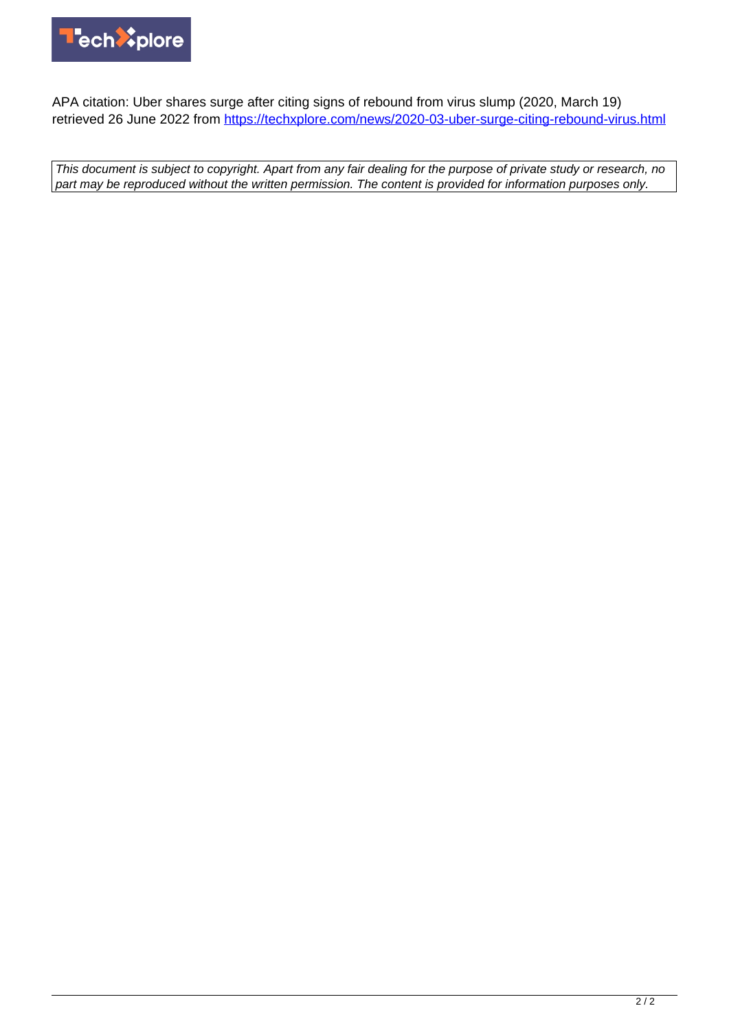APA citation: Uber shares surge after citing signs of rebound from virus slump (2020, March 19) retrieved 26 June 2022 from https://techxplore.com/news/2020-03-uber-surge-citing-rebound-virus.html

*This document is subject to copyright. Apart from any fair dealing for the purpose of private study or research, no part may be reproduced without the written permission. The content is provided for information purposes only.*